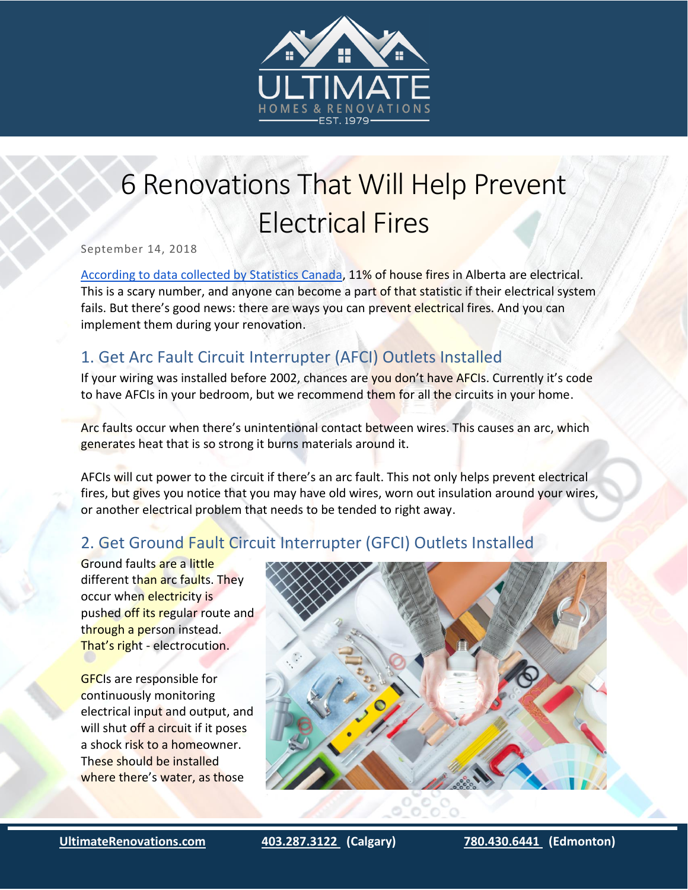# 6 Renovations That Will Help Prevent Electrical Fires

September 14, 2018

[According to data collected by Statistics Canada](#), 11% of house fires in Alberta are electrical. This is a scary number, and anyone can become a part of that statistic if their electrical system fails. But there's good news: there are ways you can prevent electrical fires. And you can implement them during your renovation.

## 1. Get Arc Fault Circuit Interrupter (AFCI) Outlets Installed

If your wiring was installed before 2002, chances are you don't have AFCIs. Currently it's code to have AFCIs in your bedroom, but we recommend them for all the circuits in your home.

Arc faults occur when there's unintentional contact between wires. This causes an arc, which generates heat that is so strong it burns materials around it.

AFCIs will cut power to the circuit if there's an arc fault. This not only helps prevent electrical fires, but gives you notice that you may have old wires, worn out insulation around your wires, or another electrical problem that needs to be tended to right away.

## 2. Get Ground Fault Circuit Interrupter (GFCI) Outlets Installed

Ground faults are a little different than arc faults. They occur when electricity is pushed off its regular route and through a person instead. That's right - electrocution.

GFCIs are responsible for continuously monitoring electrical input and output, and will shut off a circuit if it poses a shock risk to a homeowner. These should be installed where there's water, as those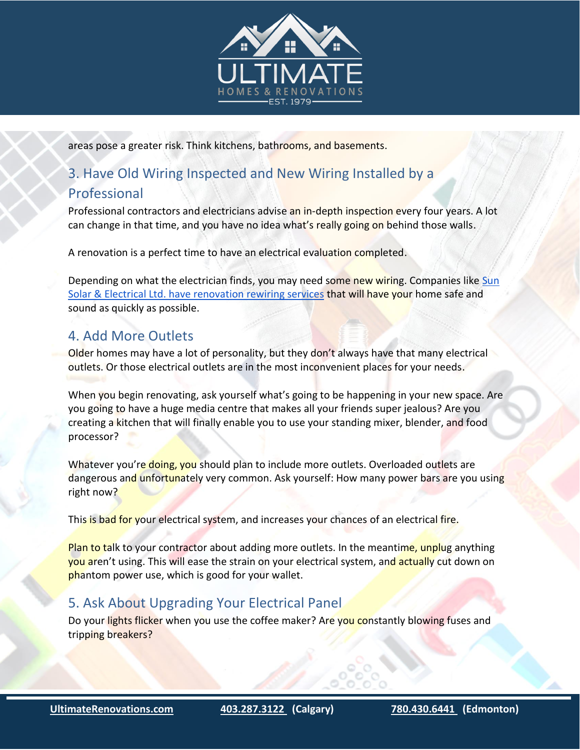areas pose a greater risk. Think kitchens, bathrooms, and basements.

## 3. Have Old Wiring Inspected and New Wiring Installed by a Professional

Professional contractors and electricians advise an in-depth inspection every four years. A lot can change in that time, and you have no idea what's really going on behind those walls.

A renovation is a perfect time to have an electrical evaluation completed.

Depending on what the electrician finds, you may need some new wiring. Companies like Sun Solar & Electrical Ltd. have renovation rewiring services that will have your home safe and sound as quickly as possible.

## 4. Add More Outlets

Older homes may have a lot of personality, but they don't always have that many electrical outlets. Or those electrical outlets are in the most inconvenient places for your needs.

When you begin renovating, ask yourself what's going to be happening in your new space. Are you going to have a huge media centre that makes all your friends super jealous? Are you creating a kitchen that will finally enable you to use your standing mixer, blender, and food processor?

Whatever you're doing, you should plan to include more outlets. Overloaded outlets are dangerous and unfortunately very common. Ask yourself: How many power bars are you using right now?

This is bad for your electrical system, and increases your chances of an electrical fire.

Plan to talk to your contractor about adding more outlets. In the meantime, unplug anything you aren't using. This will ease the strain on your electrical system, and actually cut down on phantom power use, which is good for your wallet.

## 5. Ask About Upgrading Your Electrical Panel

Do your lights flicker when you use the coffee maker? Are you constantly blowing fuses and tripping breakers?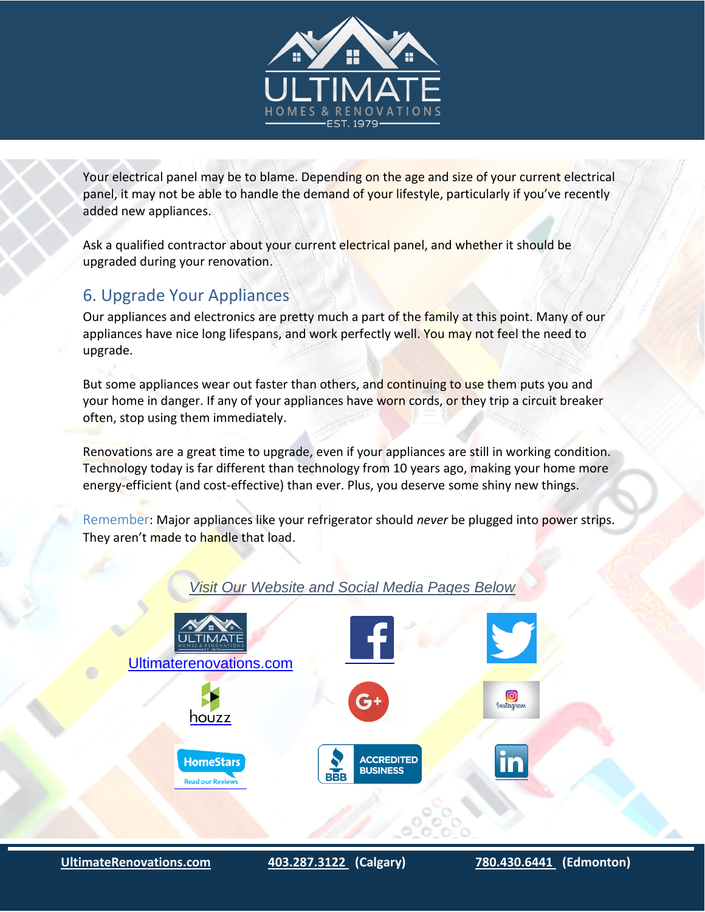Your electrical panel may be to blame. Depending on the age and size of your current electrical panel, it may not be able to handle the demand of your lifestyle, particularly if you've recently added new appliances.

Ask a qualified contractor about your current electrical panel, and whether it should be upgraded during your renovation.

## 6. Upgrade Your Appliances

Our appliances and electronics are pretty much a part of the family at this point. Many of our appliances have nice long lifespans, and work perfectly well. You may not feel the need to upgrade.

But some appliances wear out faster than others, and continuing to use them puts you and your home in danger. If any of your appliances have worn cords, or they trip a circuit breaker often, stop using them immediately.

Renovations are a great time to upgrade, even if your appliances are still in working condition. Technology today is far different than technology from 10 years ago, making your home more energy-efficient (and cost-effective) than ever. Plus, you deserve some shiny new things.

Remember: Major appliances like your refrigerator should *never* be plugged into power strips. They aren't made to handle that load.

*Visit Our Website and Social Media Pages Below*

Ultimaterenovations.com